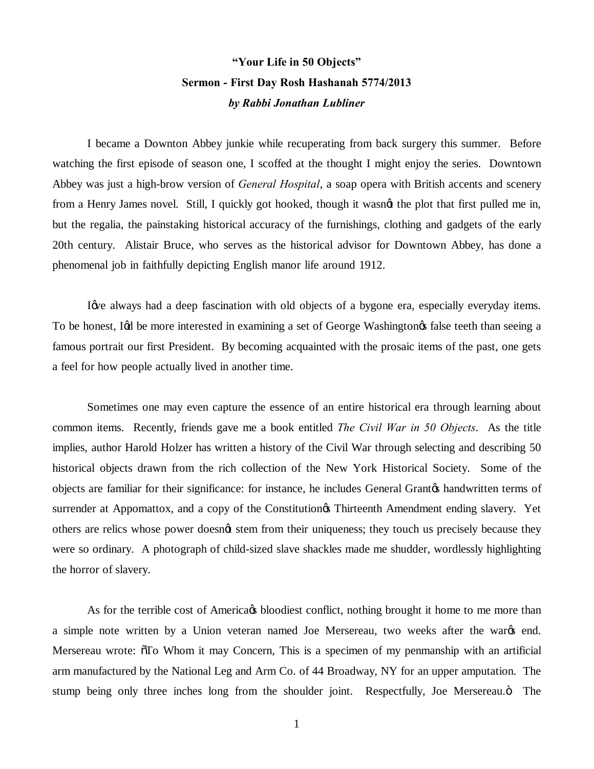**“Your Life in 50 Objects”**

**Sermon - First Day Rosh Hashanah 5774/2013**

***by Rabbi Jonathan Lubliner***

I became a Downton Abbey junkie while recuperating from back surgery this summer. Before watching the first episode of season one, I scoffed at the thought I might enjoy the series. Downtown Abbey was just a high-brow version of *General Hospital*, a soap opera with British accents and scenery from a Henry James novel. Still, I quickly got hooked, though it wasnǿt the plot that first pulled me in, but the regalia, the painstaking historical accuracy of the furnishings, clothing and gadgets of the early 20th century. Alistair Bruce, who serves as the historical advisor for Downtown Abbey, has done a phenomenal job in faithfully depicting English manor life around 1912.

Iǿve always had a deep fascination with old objects of a bygone era, especially everyday items. To be honest, Iǿd be more interested in examining a set of George Washingtonǿs false teeth than seeing a famous portrait our first President. By becoming acquainted with the prosaic items of the past, one gets a feel for how people actually lived in another time.

Sometimes one may even capture the essence of an entire historical era through learning about common items. Recently, friends gave me a book entitled *The Civil War in 50 Objects*. As the title implies, author Harold Holzer has written a history of the Civil War through selecting and describing 50 historical objects drawn from the rich collection of the New York Historical Society. Some of the objects are familiar for their significance: for instance, he includes General Grantǿs handwritten terms of surrender at Appomattox, and a copy of the Constitutionǿs Thirteenth Amendment ending slavery. Yet others are relics whose power doesnǿt stem from their uniqueness; they touch us precisely because they were so ordinary. A photograph of child-sized slave shackles made me shudder, wordlessly highlighting the horror of slavery.

As for the terrible cost of Americaǿs bloodiest conflict, nothing brought it home to me more than a simple note written by a Union veteran named Joe Mersereau, two weeks after the warǿs end. Mersereau wrote: "To Whom it may Concern, This is a specimen of my penmanship with an artificial arm manufactured by the National Leg and Arm Co. of 44 Broadway, NY for an upper amputation. The stump being only three inches long from the shoulder joint. Respectfully, Joe Mersereau." The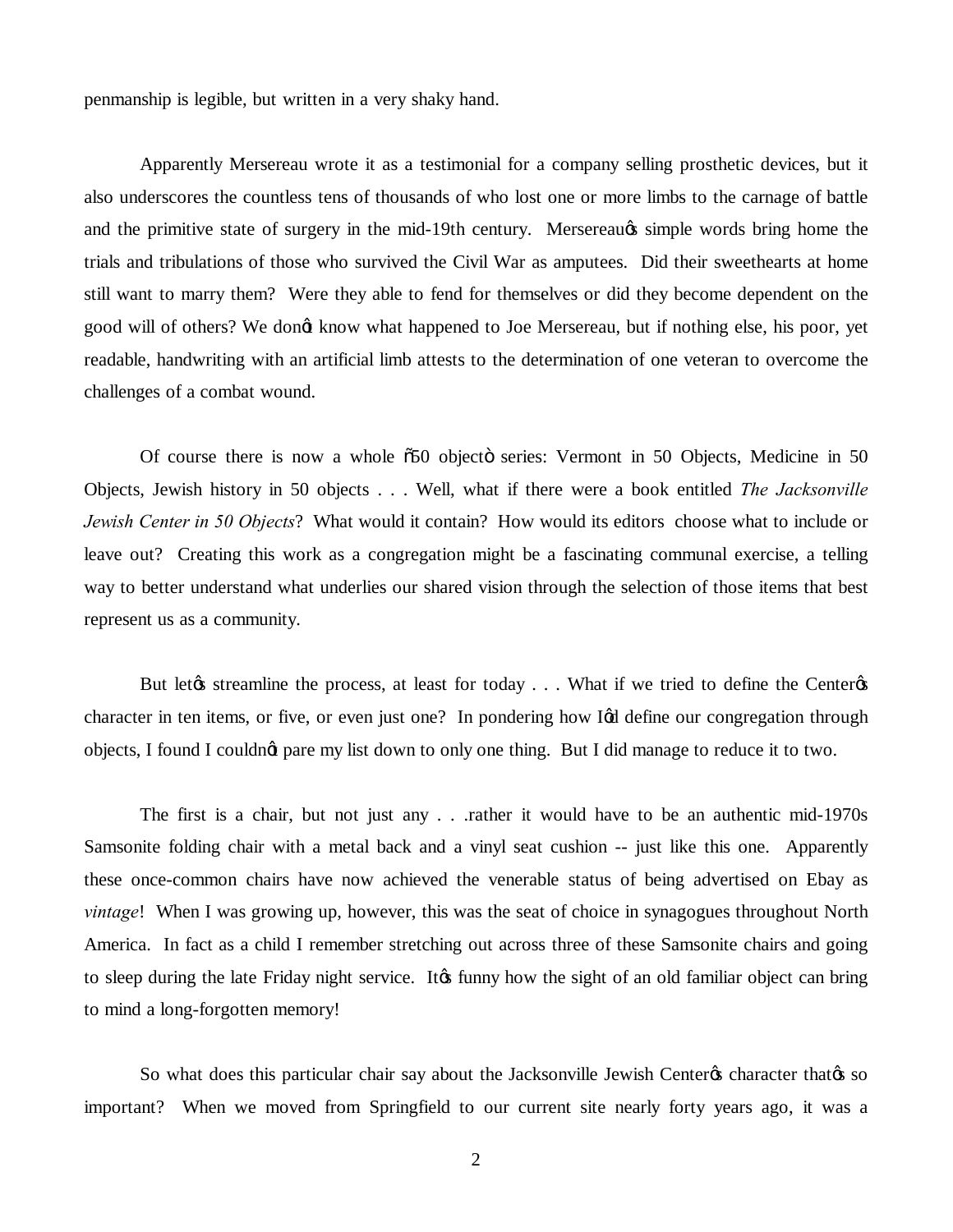penmanship is legible, but written in a very shaky hand.

Apparently Mersereau wrote it as a testimonial for a company selling prosthetic devices, but it also underscores the countless tens of thousands of who lost one or more limbs to the carnage of battle and the primitive state of surgery in the mid-19th century. Mersereau's simple words bring home the trials and tribulations of those who survived the Civil War as amputees. Did their sweethearts at home still want to marry them? Were they able to fend for themselves or did they become dependent on the good will of others? We don't know what happened to Joe Mersereau, but if nothing else, his poor, yet readable, handwriting with an artificial limb attests to the determination of one veteran to overcome the challenges of a combat wound.

Of course there is now a whole "50 object" series: Vermont in 50 Objects, Medicine in 50 Objects, Jewish history in 50 objects . . . Well, what if there were a book entitled *The Jacksonville Jewish Center in 50 Objects*? What would it contain? How would its editors choose what to include or leave out? Creating this work as a congregation might be a fascinating communal exercise, a telling way to better understand what underlies our shared vision through the selection of those items that best represent us as a community.

But let's streamline the process, at least for today . . . What if we tried to define the Center's character in ten items, or five, or even just one? In pondering how I'd define our congregation through objects, I found I couldn't pare my list down to only one thing. But I did manage to reduce it to two.

The first is a chair, but not just any . . .rather it would have to be an authentic mid-1970s Samsonite folding chair with a metal back and a vinyl seat cushion -- just like this one. Apparently these once-common chairs have now achieved the venerable status of being advertised on Ebay as *vintage*! When I was growing up, however, this was the seat of choice in synagogues throughout North America. In fact as a child I remember stretching out across three of these Samsonite chairs and going to sleep during the late Friday night service. It's funny how the sight of an old familiar object can bring to mind a long-forgotten memory!

So what does this particular chair say about the Jacksonville Jewish Center's character that's so important? When we moved from Springfield to our current site nearly forty years ago, it was a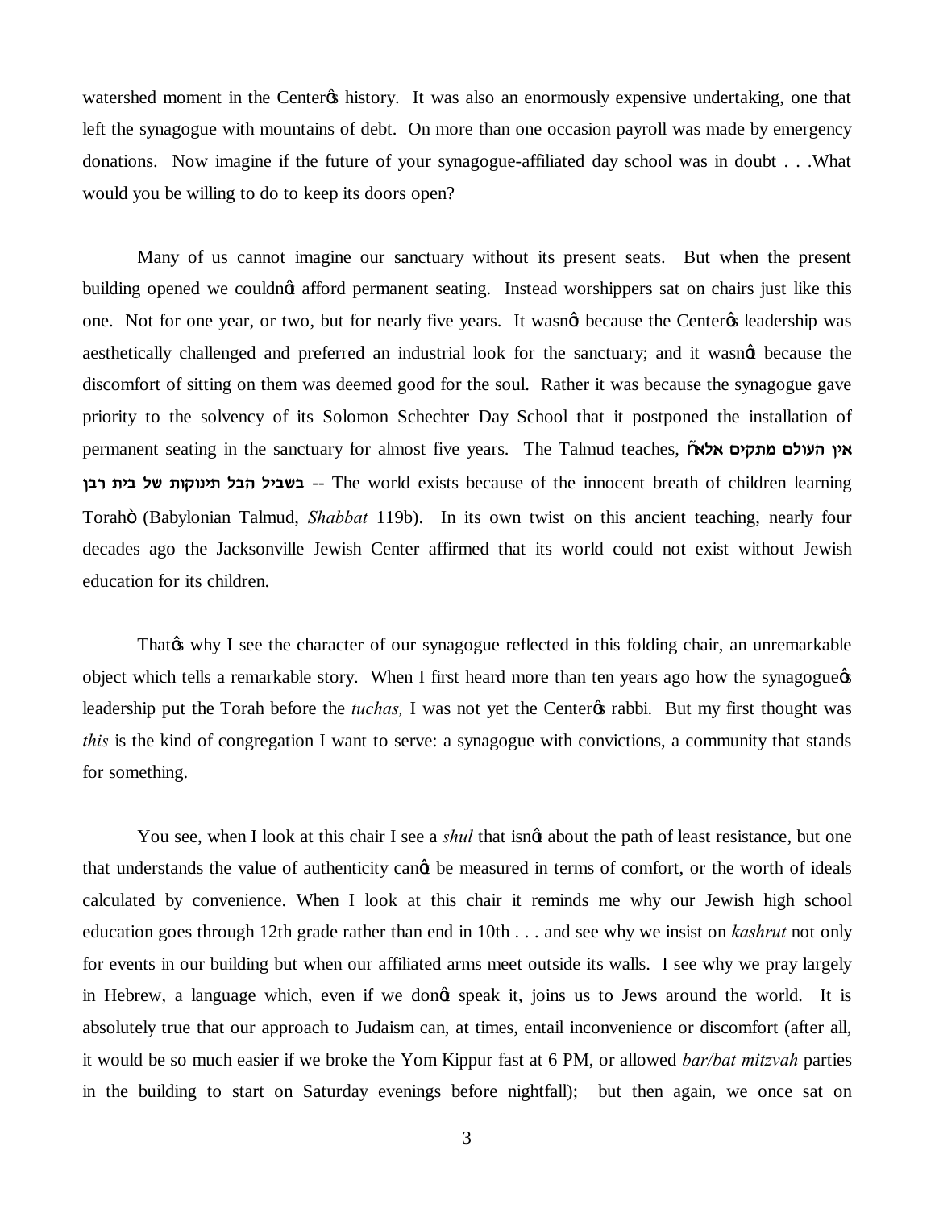watershed moment in the Center's history. It was also an enormously expensive undertaking, one that left the synagogue with mountains of debt. On more than one occasion payroll was made by emergency donations. Now imagine if the future of your synagogue-affiliated day school was in doubt . . .What would you be willing to do to keep its doors open?

Many of us cannot imagine our sanctuary without its present seats. But when the present building opened we couldn't afford permanent seating. Instead worshippers sat on chairs just like this one. Not for one year, or two, but for nearly five years. It wasn't because the Center's leadership was aesthetically challenged and preferred an industrial look for the sanctuary; and it wasn't because the discomfort of sitting on them was deemed good for the soul. Rather it was because the synagogue gave priority to the solvency of its Solomon Schechter Day School that it postponed the installation of permanent seating in the sanctuary for almost five years. The Talmud teaches, "**אין העולם מתקים אלא בשביל הבל תינוקות של בית רבן** -- The world exists because of the innocent breath of children learning Torah" (Babylonian Talmud, *Shabbat* 119b). In its own twist on this ancient teaching, nearly four decades ago the Jacksonville Jewish Center affirmed that its world could not exist without Jewish education for its children.

That's why I see the character of our synagogue reflected in this folding chair, an unremarkable object which tells a remarkable story. When I first heard more than ten years ago how the synagogue's leadership put the Torah before the *tuchas,* I was not yet the Center's rabbi. But my first thought was *this* is the kind of congregation I want to serve: a synagogue with convictions, a community that stands for something.

You see, when I look at this chair I see a *shul* that isn't about the path of least resistance, but one that understands the value of authenticity can't be measured in terms of comfort, or the worth of ideals calculated by convenience. When I look at this chair it reminds me why our Jewish high school education goes through 12th grade rather than end in 10th . . . and see why we insist on *kashrut* not only for events in our building but when our affiliated arms meet outside its walls. I see why we pray largely in Hebrew, a language which, even if we don't speak it, joins us to Jews around the world. It is absolutely true that our approach to Judaism can, at times, entail inconvenience or discomfort (after all, it would be so much easier if we broke the Yom Kippur fast at 6 PM, or allowed *bar/bat mitzvah* parties in the building to start on Saturday evenings before nightfall); but then again, we once sat on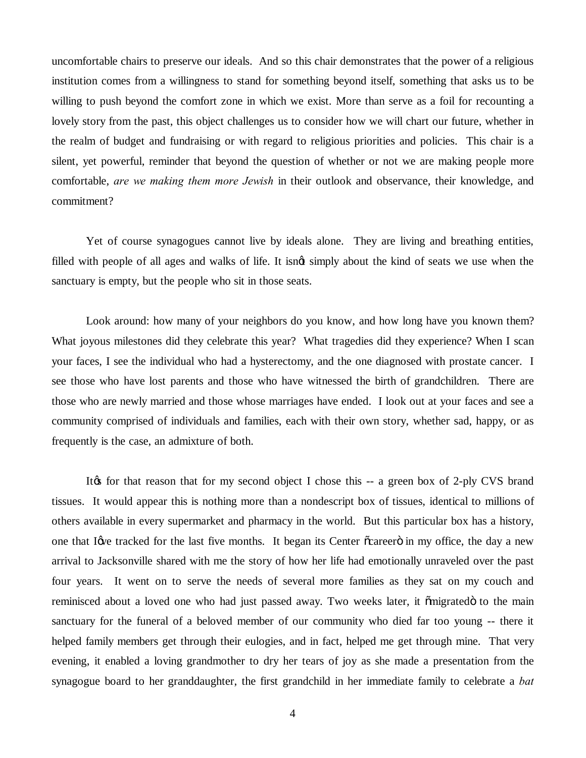uncomfortable chairs to preserve our ideals. And so this chair demonstrates that the power of a religious institution comes from a willingness to stand for something beyond itself, something that asks us to be willing to push beyond the comfort zone in which we exist. More than serve as a foil for recounting a lovely story from the past, this object challenges us to consider how we will chart our future, whether in the realm of budget and fundraising or with regard to religious priorities and policies. This chair is a silent, yet powerful, reminder that beyond the question of whether or not we are making people more comfortable, *are we making them more Jewish* in their outlook and observance, their knowledge, and commitment?

Yet of course synagogues cannot live by ideals alone. They are living and breathing entities, filled with people of all ages and walks of life. It isn't simply about the kind of seats we use when the sanctuary is empty, but the people who sit in those seats.

Look around: how many of your neighbors do you know, and how long have you known them? What joyous milestones did they celebrate this year? What tragedies did they experience? When I scan your faces, I see the individual who had a hysterectomy, and the one diagnosed with prostate cancer. I see those who have lost parents and those who have witnessed the birth of grandchildren. There are those who are newly married and those whose marriages have ended. I look out at your faces and see a community comprised of individuals and families, each with their own story, whether sad, happy, or as frequently is the case, an admixture of both.

It's for that reason that for my second object I chose this -- a green box of 2-ply CVS brand tissues. It would appear this is nothing more than a nondescript box of tissues, identical to millions of others available in every supermarket and pharmacy in the world. But this particular box has a history, one that I've tracked for the last five months. It began its Center "career" in my office, the day a new arrival to Jacksonville shared with me the story of how her life had emotionally unraveled over the past four years. It went on to serve the needs of several more families as they sat on my couch and reminisced about a loved one who had just passed away. Two weeks later, it "migrated" to the main sanctuary for the funeral of a beloved member of our community who died far too young -- there it helped family members get through their eulogies, and in fact, helped me get through mine. That very evening, it enabled a loving grandmother to dry her tears of joy as she made a presentation from the synagogue board to her granddaughter, the first grandchild in her immediate family to celebrate a *bat*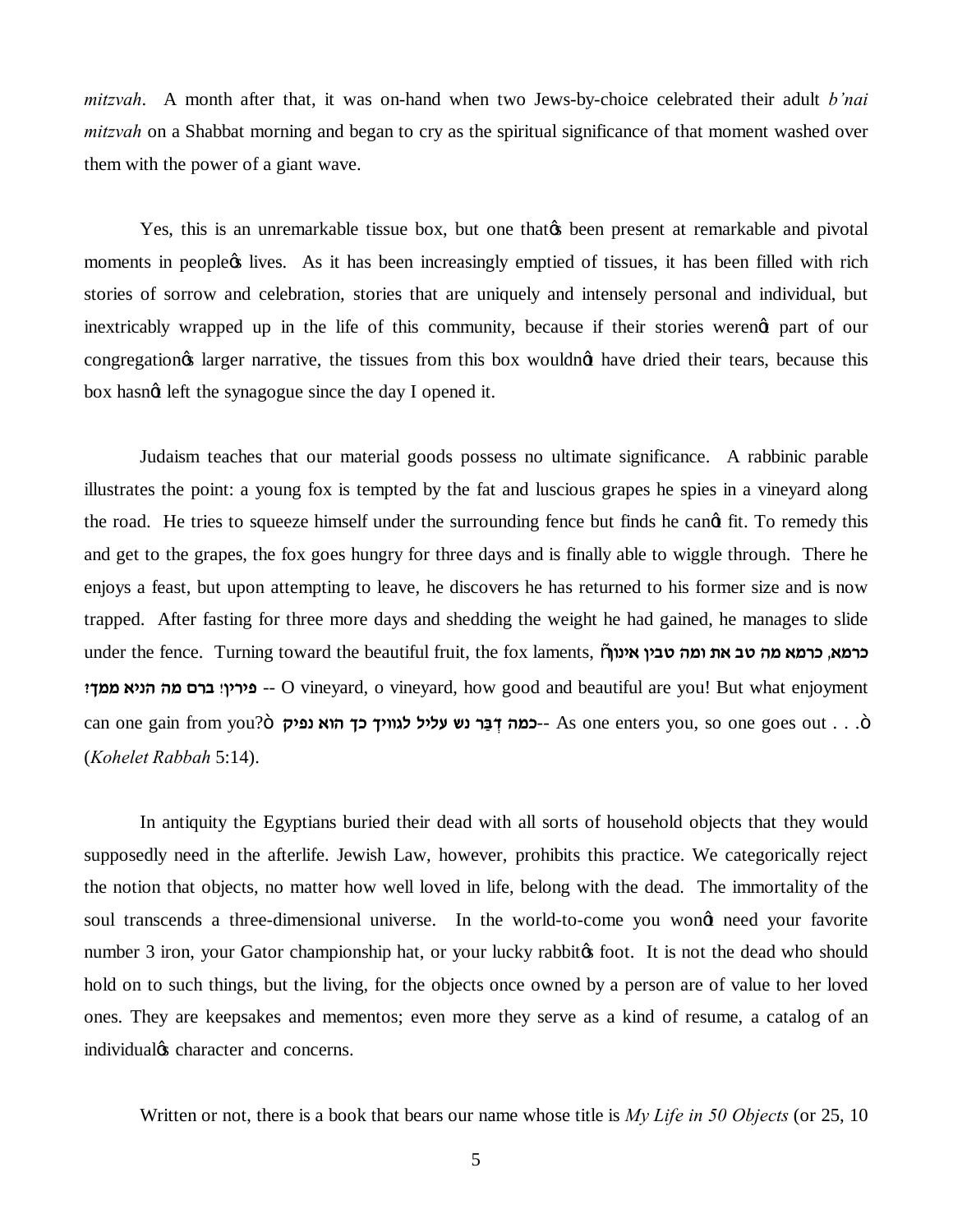*mitzvah*. A month after that, it was on-hand when two Jews-by-choice celebrated their adult *b'nai mitzvah* on a Shabbat morning and began to cry as the spiritual significance of that moment washed over them with the power of a giant wave.

Yes, this is an unremarkable tissue box, but one that's been present at remarkable and pivotal moments in people's lives. As it has been increasingly emptied of tissues, it has been filled with rich stories of sorrow and celebration, stories that are uniquely and intensely personal and individual, but inextricably wrapped up in the life of this community, because if their stories weren't part of our congregation's larger narrative, the tissues from this box wouldn't have dried their tears, because this box hasn't left the synagogue since the day I opened it.

Judaism teaches that our material goods possess no ultimate significance. A rabbinic parable illustrates the point: a young fox is tempted by the fat and luscious grapes he spies in a vineyard along the road. He tries to squeeze himself under the surrounding fence but finds he can't fit. To remedy this and get to the grapes, the fox goes hungry for three days and is finally able to wiggle through. There he enjoys a feast, but upon attempting to leave, he discovers he has returned to his former size and is now trapped. After fasting for three more days and shedding the weight he had gained, he manages to slide under the fence. Turning toward the beautiful fruit, the fox laments, "**כרמא, כרמא מה טב את ומה טבין אינון פירין! ברם מה הניא ממך!** -- O vineyard, o vineyard, how good and beautiful are you! But what enjoyment can one gain from you?" **כמה דְבַר נש עליל לגוויך כך הוא נפיק**-- As one enters you, so one goes out . . ." (*Kohelet Rabbah* 5:14).

In antiquity the Egyptians buried their dead with all sorts of household objects that they would supposedly need in the afterlife. Jewish Law, however, prohibits this practice. We categorically reject the notion that objects, no matter how well loved in life, belong with the dead. The immortality of the soul transcends a three-dimensional universe. In the world-to-come you won't need your favorite number 3 iron, your Gator championship hat, or your lucky rabbit's foot. It is not the dead who should hold on to such things, but the living, for the objects once owned by a person are of value to her loved ones. They are keepsakes and mementos; even more they serve as a kind of resume, a catalog of an individual's character and concerns.

Written or not, there is a book that bears our name whose title is *My Life in 50 Objects* (or 25, 10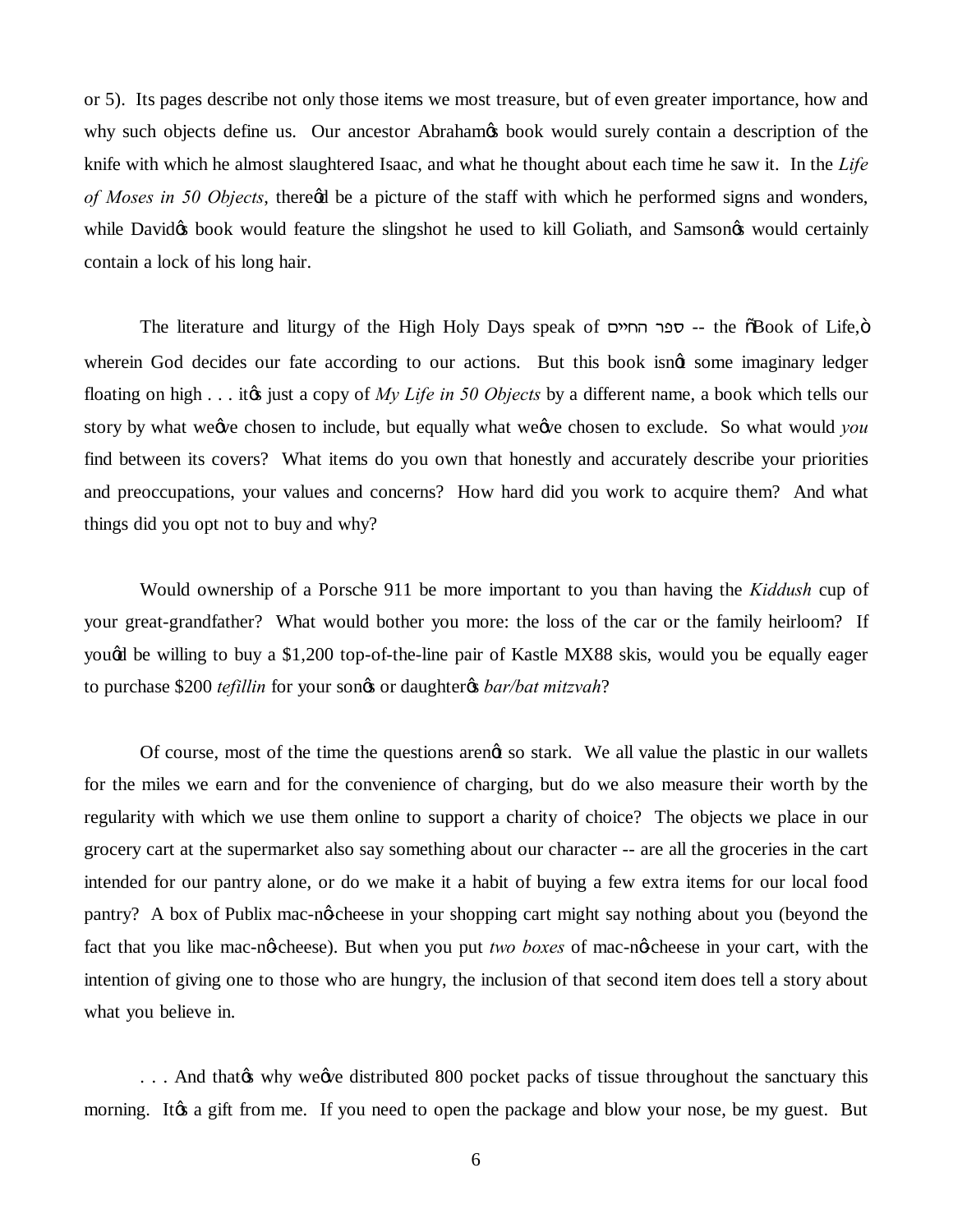or 5). Its pages describe not only those items we most treasure, but of even greater importance, how and why such objects define us. Our ancestor Abraham's book would surely contain a description of the knife with which he almost slaughtered Isaac, and what he thought about each time he saw it. In the *Life of Moses in 50 Objects*, there'd be a picture of the staff with which he performed signs and wonders, while David's book would feature the slingshot he used to kill Goliath, and Samson's would certainly contain a lock of his long hair.

The literature and liturgy of the High Holy Days speak of ספר החיים -- the "Book of Life," wherein God decides our fate according to our actions. But this book isn't some imaginary ledger floating on high . . . it's just a copy of *My Life in 50 Objects* by a different name, a book which tells our story by what we've chosen to include, but equally what we've chosen to exclude. So what would *you* find between its covers? What items do you own that honestly and accurately describe your priorities and preoccupations, your values and concerns? How hard did you work to acquire them? And what things did you opt not to buy and why?

Would ownership of a Porsche 911 be more important to you than having the *Kiddush* cup of your great-grandfather? What would bother you more: the loss of the car or the family heirloom? If you'd be willing to buy a $1,200 top-of-the-line pair of Kastle MX88 skis, would you be equally eager to purchase $200 *tefillin* for your son's or daughter's *bar/bat mitzvah*?

Of course, most of the time the questions aren't so stark. We all value the plastic in our wallets for the miles we earn and for the convenience of charging, but do we also measure their worth by the regularity with which we use them online to support a charity of choice? The objects we place in our grocery cart at the supermarket also say something about our character -- are all the groceries in the cart intended for our pantry alone, or do we make it a habit of buying a few extra items for our local food pantry? A box of Publix mac-n'-cheese in your shopping cart might say nothing about you (beyond the fact that you like mac-n'-cheese). But when you put *two boxes* of mac-n'-cheese in your cart, with the intention of giving one to those who are hungry, the inclusion of that second item does tell a story about what you believe in.

. . . And that's why we've distributed 800 pocket packs of tissue throughout the sanctuary this morning. It's a gift from me. If you need to open the package and blow your nose, be my guest. But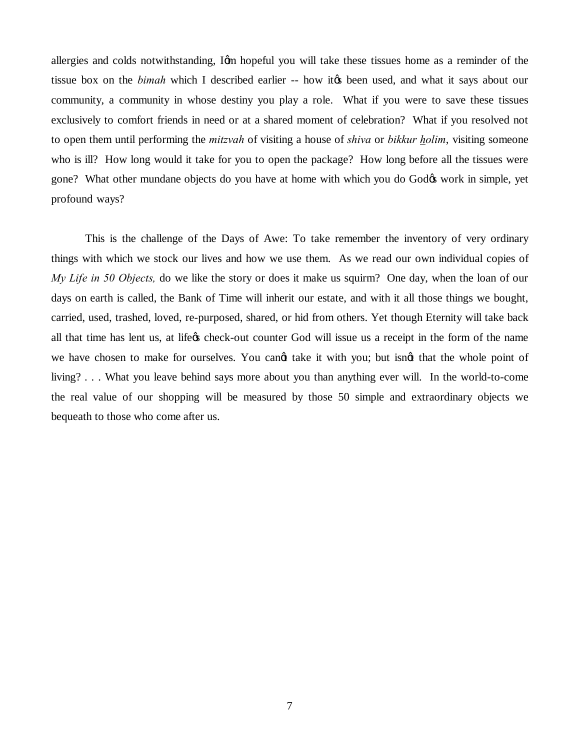allergies and colds notwithstanding, I'm hopeful you will take these tissues home as a reminder of the tissue box on the *bimah* which I described earlier -- how it's been used, and what it says about our community, a community in whose destiny you play a role. What if you were to save these tissues exclusively to comfort friends in need or at a shared moment of celebration? What if you resolved not to open them until performing the *mitzvah* of visiting a house of *shiva* or *bikkur holim*, visiting someone who is ill? How long would it take for you to open the package? How long before all the tissues were gone? What other mundane objects do you have at home with which you do God's work in simple, yet profound ways?

This is the challenge of the Days of Awe: To take remember the inventory of very ordinary things with which we stock our lives and how we use them. As we read our own individual copies of *My Life in 50 Objects,* do we like the story or does it make us squirm? One day, when the loan of our days on earth is called, the Bank of Time will inherit our estate, and with it all those things we bought, carried, used, trashed, loved, re-purposed, shared, or hid from others. Yet though Eternity will take back all that time has lent us, at life's check-out counter God will issue us a receipt in the form of the name we have chosen to make for ourselves. You can't take it with you; but isn't that the whole point of living? . . . What you leave behind says more about you than anything ever will. In the world-to-come the real value of our shopping will be measured by those 50 simple and extraordinary objects we bequeath to those who come after us.